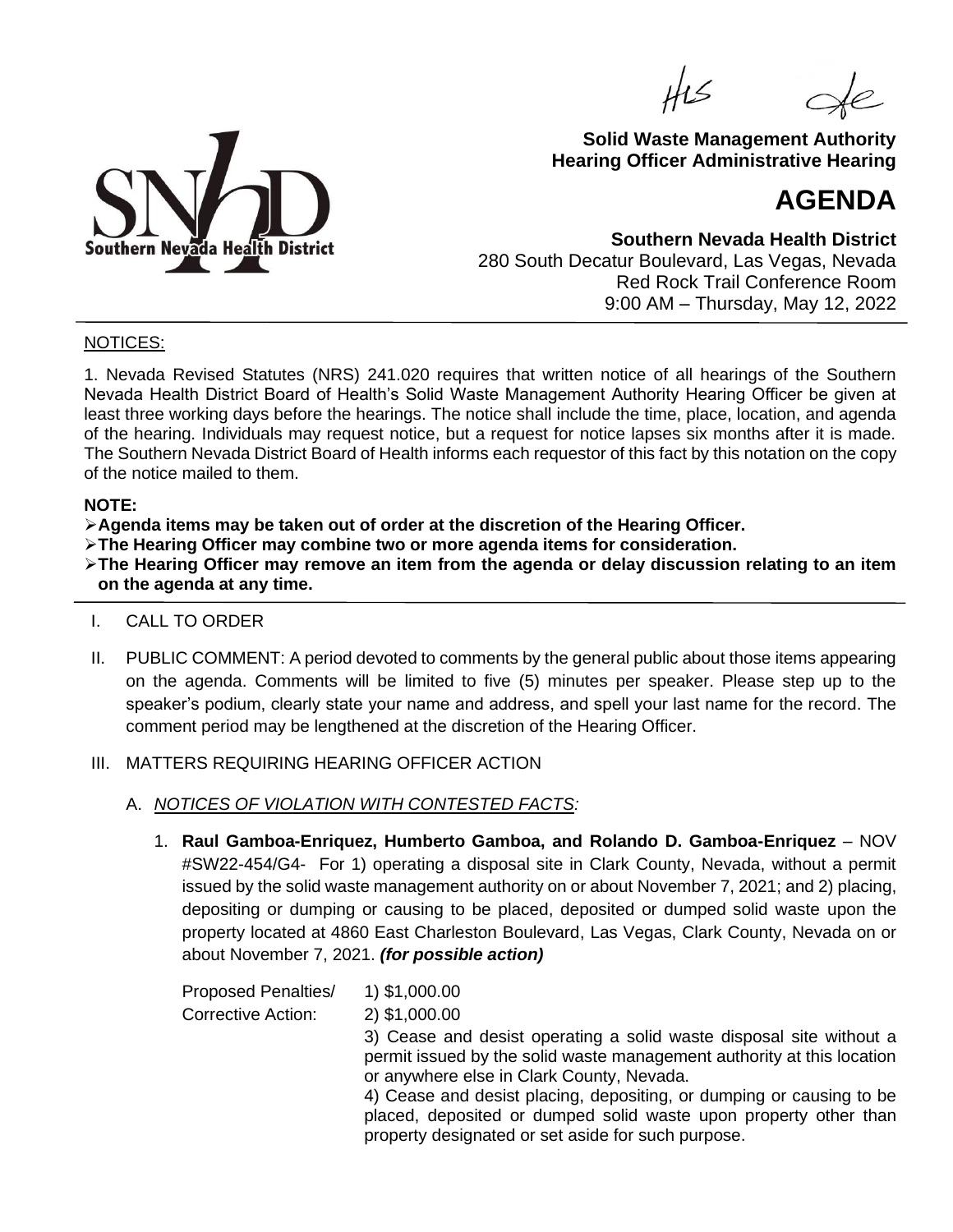**Solid Waste Management Authority**
**Hearing Officer Administrative Hearing**

# AGENDA

**Southern Nevada Health District**
280 South Decatur Boulevard, Las Vegas, Nevada
Red Rock Trail Conference Room
9:00 AM – Thursday, May 12, 2022

NOTICES:

1. Nevada Revised Statutes (NRS) 241.020 requires that written notice of all hearings of the Southern Nevada Health District Board of Health's Solid Waste Management Authority Hearing Officer be given at least three working days before the hearings. The notice shall include the time, place, location, and agenda of the hearing. Individuals may request notice, but a request for notice lapses six months after it is made. The Southern Nevada District Board of Health informs each requestor of this fact by this notation on the copy of the notice mailed to them.

**NOTE:**

- **Agenda items may be taken out of order at the discretion of the Hearing Officer.**
- **The Hearing Officer may combine two or more agenda items for consideration.**
- **The Hearing Officer may remove an item from the agenda or delay discussion relating to an item on the agenda at any time.**

I. CALL TO ORDER

II. PUBLIC COMMENT: A period devoted to comments by the general public about those items appearing on the agenda. Comments will be limited to five (5) minutes per speaker. Please step up to the speaker's podium, clearly state your name and address, and spell your last name for the record. The comment period may be lengthened at the discretion of the Hearing Officer.

III. MATTERS REQUIRING HEARING OFFICER ACTION

A. *NOTICES OF VIOLATION WITH CONTESTED FACTS:*

1. **Raul Gamboa-Enriquez, Humberto Gamboa, and Rolando D. Gamboa-Enriquez** – NOV #SW22-454/G4- For 1) operating a disposal site in Clark County, Nevada, without a permit issued by the solid waste management authority on or about November 7, 2021; and 2) placing, depositing or dumping or causing to be placed, deposited or dumped solid waste upon the property located at 4860 East Charleston Boulevard, Las Vegas, Clark County, Nevada on or about November 7, 2021. ***(for possible action)***

Proposed Penalties/ Corrective Action:

1) $1,000.00
2) $1,000.00
3) Cease and desist operating a solid waste disposal site without a permit issued by the solid waste management authority at this location or anywhere else in Clark County, Nevada.
4) Cease and desist placing, depositing, or dumping or causing to be placed, deposited or dumped solid waste upon property other than property designated or set aside for such purpose.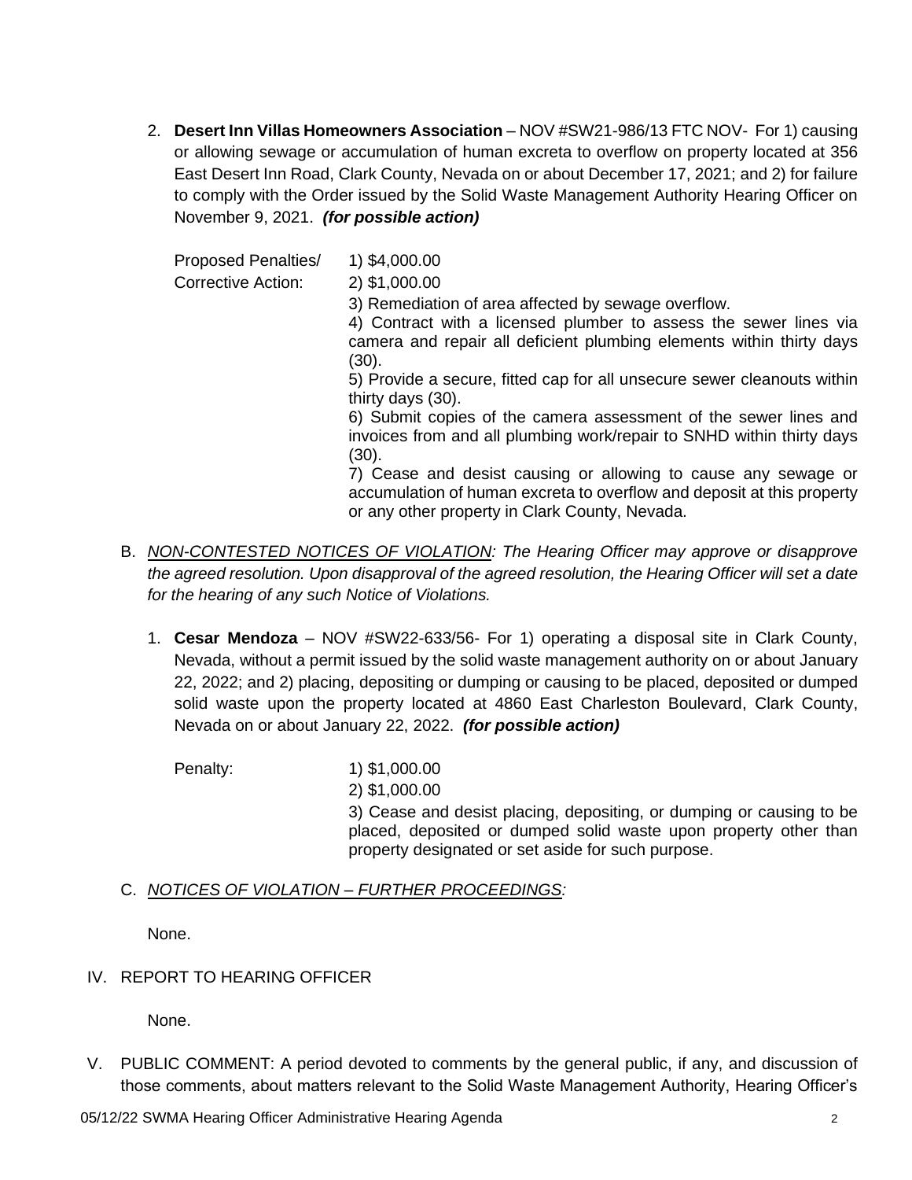2. **Desert Inn Villas Homeowners Association** – NOV #SW21-986/13 FTC NOV- For 1) causing or allowing sewage or accumulation of human excreta to overflow on property located at 356 East Desert Inn Road, Clark County, Nevada on or about December 17, 2021; and 2) for failure to comply with the Order issued by the Solid Waste Management Authority Hearing Officer on November 9, 2021. ***(for possible action)***

   Proposed Penalties/ Corrective Action:
   1) $4,000.00
   2) $1,000.00
   3) Remediation of area affected by sewage overflow.
   4) Contract with a licensed plumber to assess the sewer lines via camera and repair all deficient plumbing elements within thirty days (30).
   5) Provide a secure, fitted cap for all unsecure sewer cleanouts within thirty days (30).
   6) Submit copies of the camera assessment of the sewer lines and invoices from and all plumbing work/repair to SNHD within thirty days (30).
   7) Cease and desist causing or allowing to cause any sewage or accumulation of human excreta to overflow and deposit at this property or any other property in Clark County, Nevada.

B. *NON-CONTESTED NOTICES OF VIOLATION: The Hearing Officer may approve or disapprove the agreed resolution. Upon disapproval of the agreed resolution, the Hearing Officer will set a date for the hearing of any such Notice of Violations.*

   1. **Cesar Mendoza** – NOV #SW22-633/56- For 1) operating a disposal site in Clark County, Nevada, without a permit issued by the solid waste management authority on or about January 22, 2022; and 2) placing, depositing or dumping or causing to be placed, deposited or dumped solid waste upon the property located at 4860 East Charleston Boulevard, Clark County, Nevada on or about January 22, 2022. ***(for possible action)***

      Penalty:
      1) $1,000.00
      2) $1,000.00
      3) Cease and desist placing, depositing, or dumping or causing to be placed, deposited or dumped solid waste upon property other than property designated or set aside for such purpose.

C. *NOTICES OF VIOLATION – FURTHER PROCEEDINGS:*

   None.

IV. REPORT TO HEARING OFFICER

   None.

V. PUBLIC COMMENT: A period devoted to comments by the general public, if any, and discussion of those comments, about matters relevant to the Solid Waste Management Authority, Hearing Officer's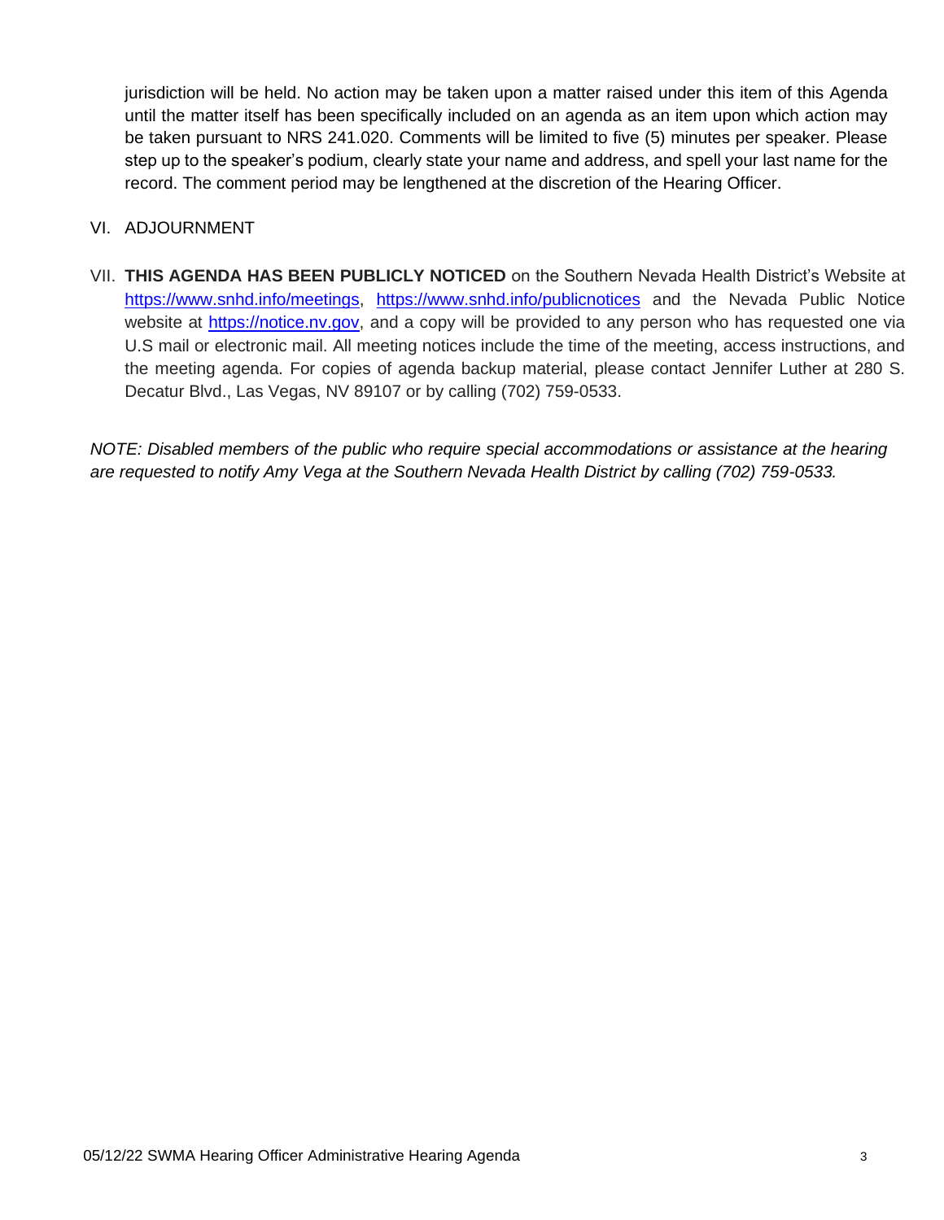jurisdiction will be held. No action may be taken upon a matter raised under this item of this Agenda until the matter itself has been specifically included on an agenda as an item upon which action may be taken pursuant to NRS 241.020. Comments will be limited to five (5) minutes per speaker. Please step up to the speaker's podium, clearly state your name and address, and spell your last name for the record. The comment period may be lengthened at the discretion of the Hearing Officer.

VI. ADJOURNMENT

VII. **THIS AGENDA HAS BEEN PUBLICLY NOTICED** on the Southern Nevada Health District's Website at https://www.snhd.info/meetings, https://www.snhd.info/publicnotices and the Nevada Public Notice website at https://notice.nv.gov, and a copy will be provided to any person who has requested one via U.S mail or electronic mail. All meeting notices include the time of the meeting, access instructions, and the meeting agenda. For copies of agenda backup material, please contact Jennifer Luther at 280 S. Decatur Blvd., Las Vegas, NV 89107 or by calling (702) 759-0533.

*NOTE: Disabled members of the public who require special accommodations or assistance at the hearing are requested to notify Amy Vega at the Southern Nevada Health District by calling (702) 759-0533.*